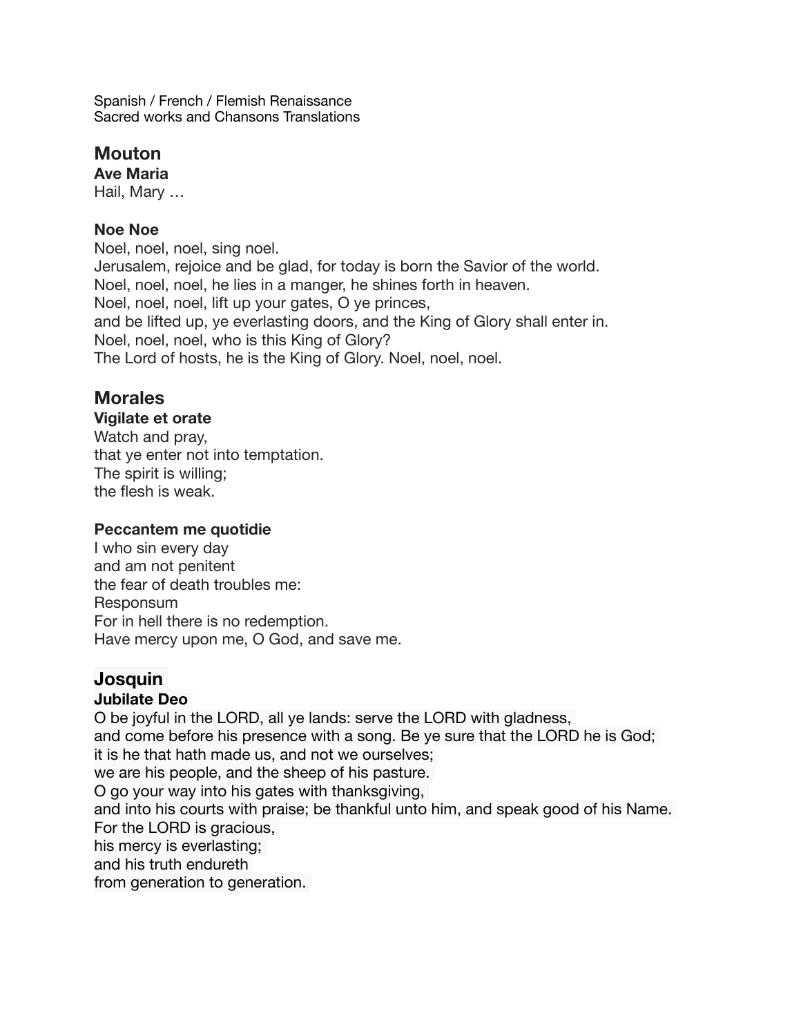Spanish / French / Flemish Renaissance
Sacred works and Chansons Translations

## Mouton

### Ave Maria

Hail, Mary …

### Noe Noe

Noel, noel, noel, sing noel.
Jerusalem, rejoice and be glad, for today is born the Savior of the world.
Noel, noel, noel, he lies in a manger, he shines forth in heaven.
Noel, noel, noel, lift up your gates, O ye princes,
and be lifted up, ye everlasting doors, and the King of Glory shall enter in.
Noel, noel, noel, who is this King of Glory?
The Lord of hosts, he is the King of Glory. Noel, noel, noel.

## Morales

### Vigilate et orate

Watch and pray,
that ye enter not into temptation.
The spirit is willing;
the flesh is weak.

### Peccantem me quotidie

I who sin every day
and am not penitent
the fear of death troubles me:
Responsum
For in hell there is no redemption.
Have mercy upon me, O God, and save me.

## Josquin

### Jubilate Deo

O be joyful in the LORD, all ye lands: serve the LORD with gladness,
and come before his presence with a song. Be ye sure that the LORD he is God;
it is he that hath made us, and not we ourselves;
we are his people, and the sheep of his pasture.
O go your way into his gates with thanksgiving,
and into his courts with praise; be thankful unto him, and speak good of his Name.
For the LORD is gracious,
his mercy is everlasting;
and his truth endureth
from generation to generation.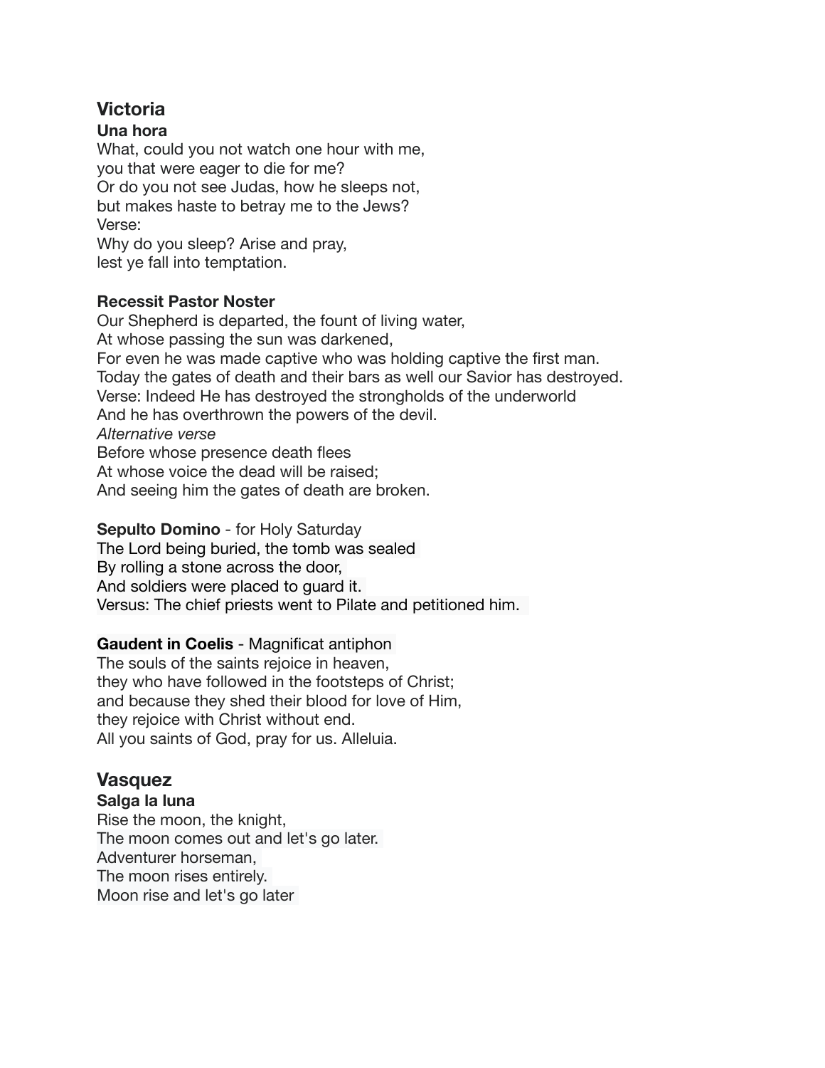## Victoria

### Una hora

What, could you not watch one hour with me,
you that were eager to die for me?
Or do you not see Judas, how he sleeps not,
but makes haste to betray me to the Jews?
Verse:
Why do you sleep? Arise and pray,
lest ye fall into temptation.

### Recessit Pastor Noster

Our Shepherd is departed, the fount of living water,
At whose passing the sun was darkened,
For even he was made captive who was holding captive the first man.
Today the gates of death and their bars as well our Savior has destroyed.
Verse: Indeed He has destroyed the strongholds of the underworld
And he has overthrown the powers of the devil.
*Alternative verse*
Before whose presence death flees
At whose voice the dead will be raised;
And seeing him the gates of death are broken.

**Sepulto Domino** - for Holy Saturday
The Lord being buried, the tomb was sealed
By rolling a stone across the door,
And soldiers were placed to guard it.
Versus: The chief priests went to Pilate and petitioned him.

**Gaudent in Coelis** - Magnificat antiphon
The souls of the saints rejoice in heaven,
they who have followed in the footsteps of Christ;
and because they shed their blood for love of Him,
they rejoice with Christ without end.
All you saints of God, pray for us. Alleluia.

## Vasquez

### Salga la luna

Rise the moon, the knight,
The moon comes out and let's go later.
Adventurer horseman,
The moon rises entirely.
Moon rise and let's go later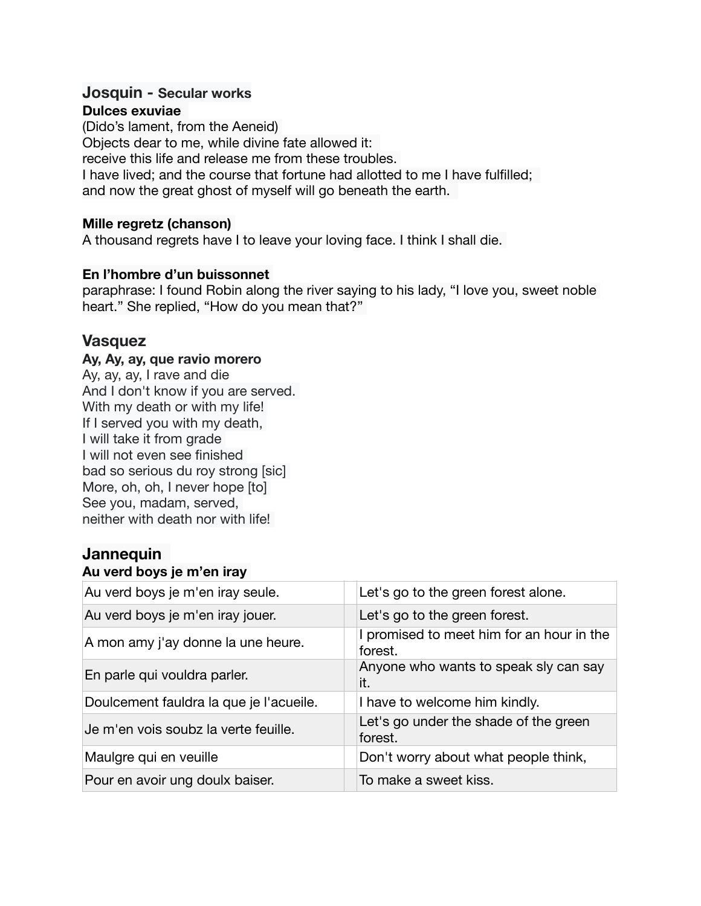## Josquin - Secular works

### Dulces exuviae

(Dido's lament, from the Aeneid)
Objects dear to me, while divine fate allowed it:
receive this life and release me from these troubles.
I have lived; and the course that fortune had allotted to me I have fulfilled;
and now the great ghost of myself will go beneath the earth.

### Mille regretz (chanson)

A thousand regrets have I to leave your loving face. I think I shall die.

### En l'hombre d'un buissonnet

paraphrase: I found Robin along the river saying to his lady, "I love you, sweet noble heart." She replied, "How do you mean that?"

## Vasquez

### Ay, Ay, ay, que ravio morero

Ay, ay, ay, I rave and die
And I don't know if you are served.
With my death or with my life!
If I served you with my death,
I will take it from grade
I will not even see finished
bad so serious du roy strong [sic]
More, oh, oh, I never hope [to]
See you, madam, served,
neither with death nor with life!

## Jannequin

### Au verd boys je m'en iray

| | | |
|---|---|---|
| Au verd boys je m'en iray seule. | | Let's go to the green forest alone. |
| Au verd boys je m'en iray jouer. | | Let's go to the green forest. |
| A mon amy j'ay donne la une heure. | | I promised to meet him for an hour in the forest. |
| En parle qui vouldra parler. | | Anyone who wants to speak sly can say it. |
| Doulcement fauldra la que je l'acueile. | | I have to welcome him kindly. |
| Je m'en vois soubz la verte feuille. | | Let's go under the shade of the green forest. |
| Maulgre qui en veuille | | Don't worry about what people think, |
| Pour en avoir ung doulx baiser. | | To make a sweet kiss. |